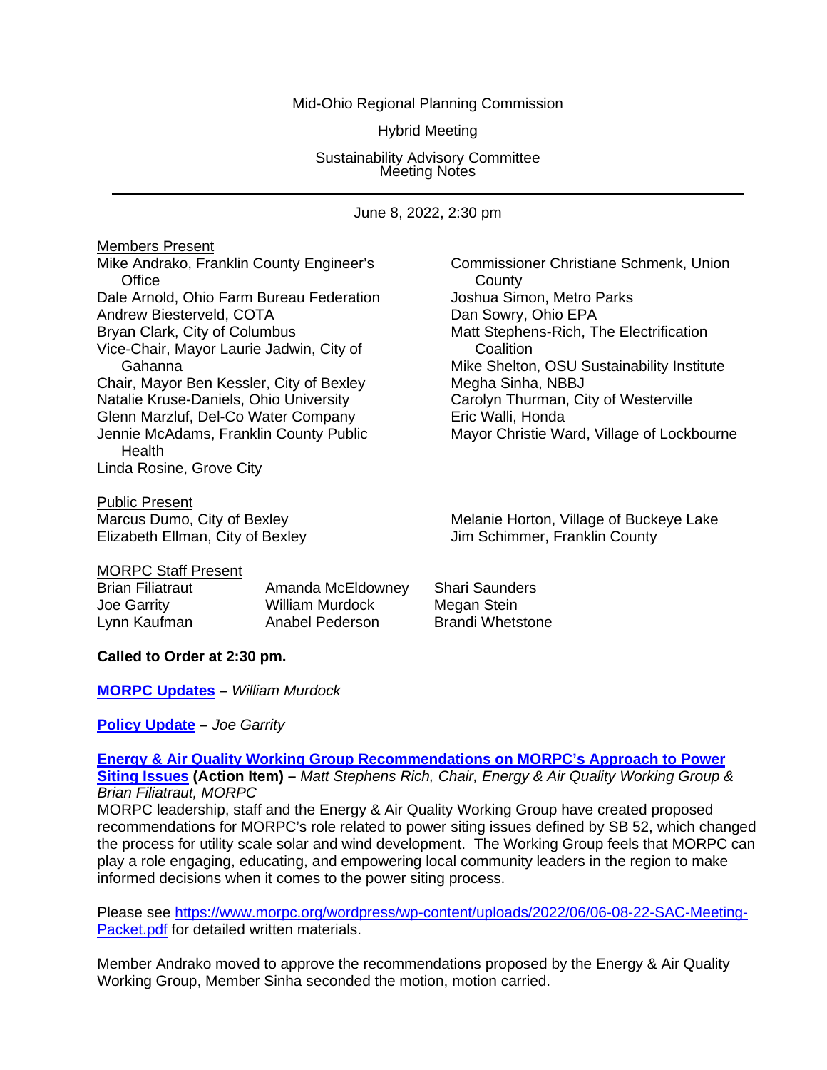Mid-Ohio Regional Planning Commission

Hybrid Meeting

Sustainability Advisory Committee
Meeting Notes

---

June 8, 2022, 2:30 pm

Members Present

Mike Andrako, Franklin County Engineer's Office
Dale Arnold, Ohio Farm Bureau Federation
Andrew Biesterveld, COTA
Bryan Clark, City of Columbus
Vice-Chair, Mayor Laurie Jadwin, City of Gahanna
Chair, Mayor Ben Kessler, City of Bexley
Natalie Kruse-Daniels, Ohio University
Glenn Marzluf, Del-Co Water Company
Jennie McAdams, Franklin County Public Health
Linda Rosine, Grove City
Commissioner Christiane Schmenk, Union County
Joshua Simon, Metro Parks
Dan Sowry, Ohio EPA
Matt Stephens-Rich, The Electrification Coalition
Mike Shelton, OSU Sustainability Institute
Megha Sinha, NBBJ
Carolyn Thurman, City of Westerville
Eric Walli, Honda
Mayor Christie Ward, Village of Lockbourne

Public Present

Marcus Dumo, City of Bexley
Elizabeth Ellman, City of Bexley
Melanie Horton, Village of Buckeye Lake
Jim Schimmer, Franklin County

MORPC Staff Present

Brian Filiatraut
Joe Garrity
Lynn Kaufman
Amanda McEldowney
William Murdock
Anabel Pederson
Shari Saunders
Megan Stein
Brandi Whetstone

**Called to Order at 2:30 pm.**

**MORPC Updates** – *William Murdock*

**Policy Update** – *Joe Garrity*

**Energy & Air Quality Working Group Recommendations on MORPC's Approach to Power Siting Issues (Action Item)** – *Matt Stephens Rich, Chair, Energy & Air Quality Working Group & Brian Filiatraut, MORPC*

MORPC leadership, staff and the Energy & Air Quality Working Group have created proposed recommendations for MORPC's role related to power siting issues defined by SB 52, which changed the process for utility scale solar and wind development. The Working Group feels that MORPC can play a role engaging, educating, and empowering local community leaders in the region to make informed decisions when it comes to the power siting process.

Please see https://www.morpc.org/wordpress/wp-content/uploads/2022/06/06-08-22-SAC-Meeting-Packet.pdf for detailed written materials.

Member Andrako moved to approve the recommendations proposed by the Energy & Air Quality Working Group, Member Sinha seconded the motion, motion carried.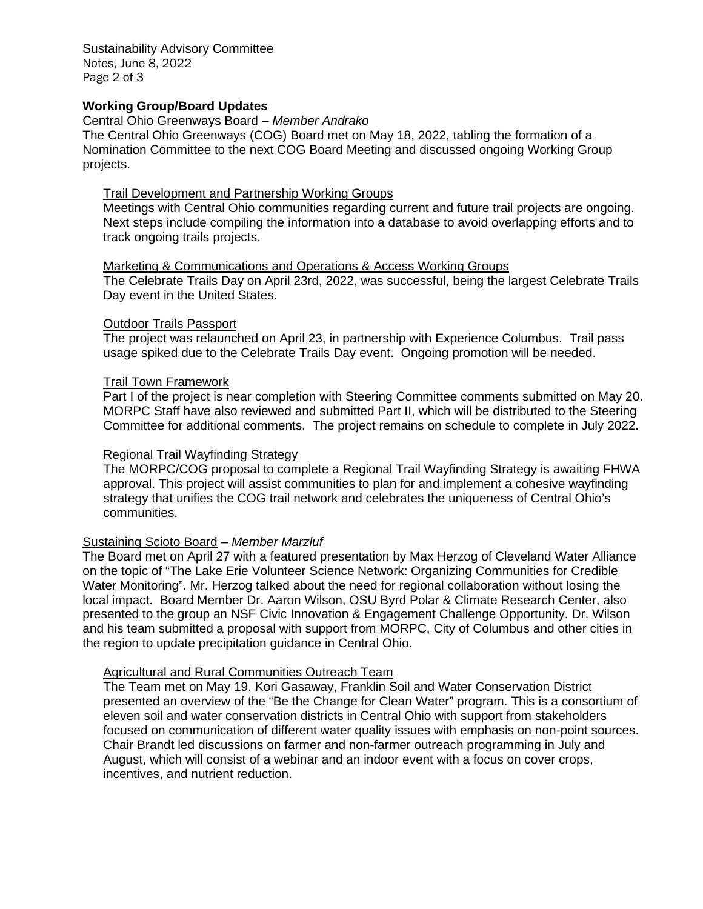## Working Group/Board Updates

Central Ohio Greenways Board – *Member Andrako*

The Central Ohio Greenways (COG) Board met on May 18, 2022, tabling the formation of a Nomination Committee to the next COG Board Meeting and discussed ongoing Working Group projects.

### Trail Development and Partnership Working Groups

Meetings with Central Ohio communities regarding current and future trail projects are ongoing. Next steps include compiling the information into a database to avoid overlapping efforts and to track ongoing trails projects.

### Marketing & Communications and Operations & Access Working Groups

The Celebrate Trails Day on April 23rd, 2022, was successful, being the largest Celebrate Trails Day event in the United States.

### Outdoor Trails Passport

The project was relaunched on April 23, in partnership with Experience Columbus. Trail pass usage spiked due to the Celebrate Trails Day event. Ongoing promotion will be needed.

### Trail Town Framework

Part I of the project is near completion with Steering Committee comments submitted on May 20. MORPC Staff have also reviewed and submitted Part II, which will be distributed to the Steering Committee for additional comments. The project remains on schedule to complete in July 2022.

### Regional Trail Wayfinding Strategy

The MORPC/COG proposal to complete a Regional Trail Wayfinding Strategy is awaiting FHWA approval. This project will assist communities to plan for and implement a cohesive wayfinding strategy that unifies the COG trail network and celebrates the uniqueness of Central Ohio's communities.

Sustaining Scioto Board – *Member Marzluf*

The Board met on April 27 with a featured presentation by Max Herzog of Cleveland Water Alliance on the topic of "The Lake Erie Volunteer Science Network: Organizing Communities for Credible Water Monitoring". Mr. Herzog talked about the need for regional collaboration without losing the local impact. Board Member Dr. Aaron Wilson, OSU Byrd Polar & Climate Research Center, also presented to the group an NSF Civic Innovation & Engagement Challenge Opportunity. Dr. Wilson and his team submitted a proposal with support from MORPC, City of Columbus and other cities in the region to update precipitation guidance in Central Ohio.

### Agricultural and Rural Communities Outreach Team

The Team met on May 19. Kori Gasaway, Franklin Soil and Water Conservation District presented an overview of the "Be the Change for Clean Water" program. This is a consortium of eleven soil and water conservation districts in Central Ohio with support from stakeholders focused on communication of different water quality issues with emphasis on non-point sources. Chair Brandt led discussions on farmer and non-farmer outreach programming in July and August, which will consist of a webinar and an indoor event with a focus on cover crops, incentives, and nutrient reduction.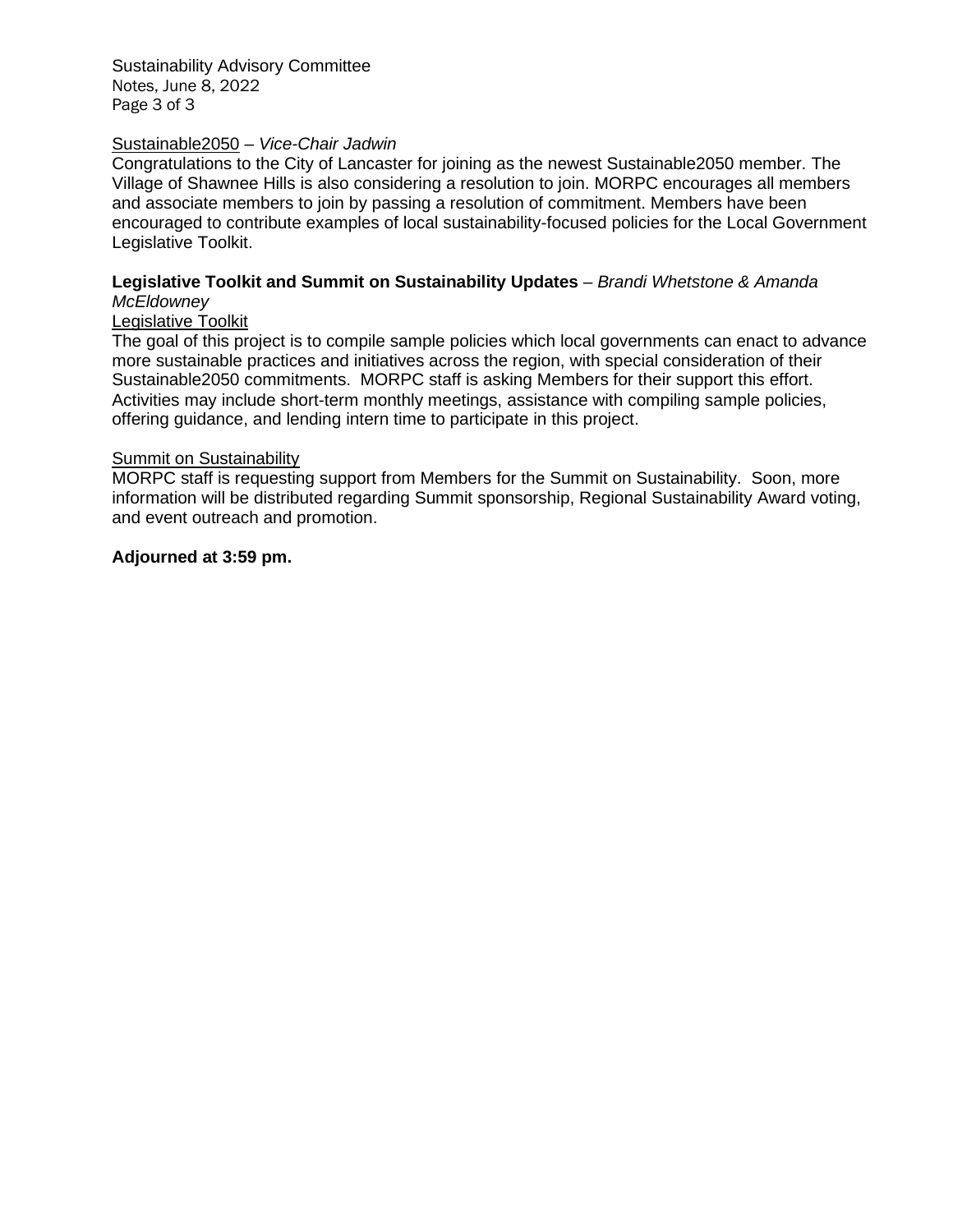Sustainable2050 – *Vice-Chair Jadwin*

Congratulations to the City of Lancaster for joining as the newest Sustainable2050 member. The Village of Shawnee Hills is also considering a resolution to join. MORPC encourages all members and associate members to join by passing a resolution of commitment. Members have been encouraged to contribute examples of local sustainability-focused policies for the Local Government Legislative Toolkit.

**Legislative Toolkit and Summit on Sustainability Updates** – *Brandi Whetstone & Amanda McEldowney*

Legislative Toolkit

The goal of this project is to compile sample policies which local governments can enact to advance more sustainable practices and initiatives across the region, with special consideration of their Sustainable2050 commitments. MORPC staff is asking Members for their support this effort. Activities may include short-term monthly meetings, assistance with compiling sample policies, offering guidance, and lending intern time to participate in this project.

Summit on Sustainability

MORPC staff is requesting support from Members for the Summit on Sustainability. Soon, more information will be distributed regarding Summit sponsorship, Regional Sustainability Award voting, and event outreach and promotion.

**Adjourned at 3:59 pm.**